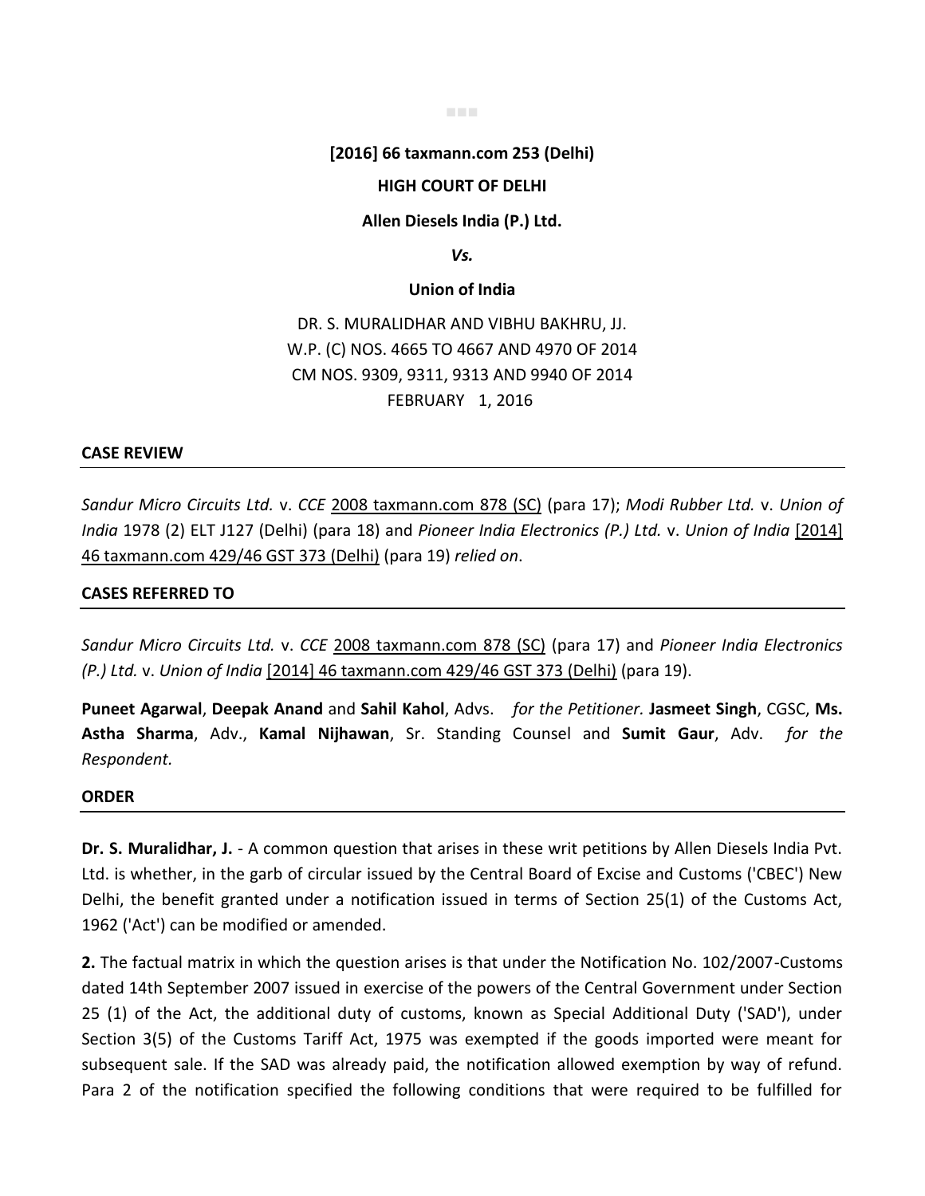**[2016] 66 taxmann.com 253 (Delhi)**

**HIGH COURT OF DELHI**

**Allen Diesels India (P.) Ltd.**

***Vs.***

**Union of India**

DR. S. MURALIDHAR AND VIBHU BAKHRU, JJ.
W.P. (C) NOS. 4665 TO 4667 AND 4970 OF 2014
CM NOS. 9309, 9311, 9313 AND 9940 OF 2014
FEBRUARY 1, 2016

## CASE REVIEW

*Sandur Micro Circuits Ltd.* v. *CCE* 2008 taxmann.com 878 (SC) (para 17); *Modi Rubber Ltd.* v. *Union of India* 1978 (2) ELT J127 (Delhi) (para 18) and *Pioneer India Electronics (P.) Ltd.* v. *Union of India* [2014] 46 taxmann.com 429/46 GST 373 (Delhi) (para 19) *relied on*.

## CASES REFERRED TO

*Sandur Micro Circuits Ltd.* v. *CCE* 2008 taxmann.com 878 (SC) (para 17) and *Pioneer India Electronics (P.) Ltd.* v. *Union of India* [2014] 46 taxmann.com 429/46 GST 373 (Delhi) (para 19).

**Puneet Agarwal**, **Deepak Anand** and **Sahil Kahol**, Advs. *for the Petitioner.* **Jasmeet Singh**, CGSC, **Ms. Astha Sharma**, Adv., **Kamal Nijhawan**, Sr. Standing Counsel and **Sumit Gaur**, Adv. *for the Respondent.*

## ORDER

**Dr. S. Muralidhar, J.** - A common question that arises in these writ petitions by Allen Diesels India Pvt. Ltd. is whether, in the garb of circular issued by the Central Board of Excise and Customs ('CBEC') New Delhi, the benefit granted under a notification issued in terms of Section 25(1) of the Customs Act, 1962 ('Act') can be modified or amended.

**2.** The factual matrix in which the question arises is that under the Notification No. 102/2007-Customs dated 14th September 2007 issued in exercise of the powers of the Central Government under Section 25 (1) of the Act, the additional duty of customs, known as Special Additional Duty ('SAD'), under Section 3(5) of the Customs Tariff Act, 1975 was exempted if the goods imported were meant for subsequent sale. If the SAD was already paid, the notification allowed exemption by way of refund. Para 2 of the notification specified the following conditions that were required to be fulfilled for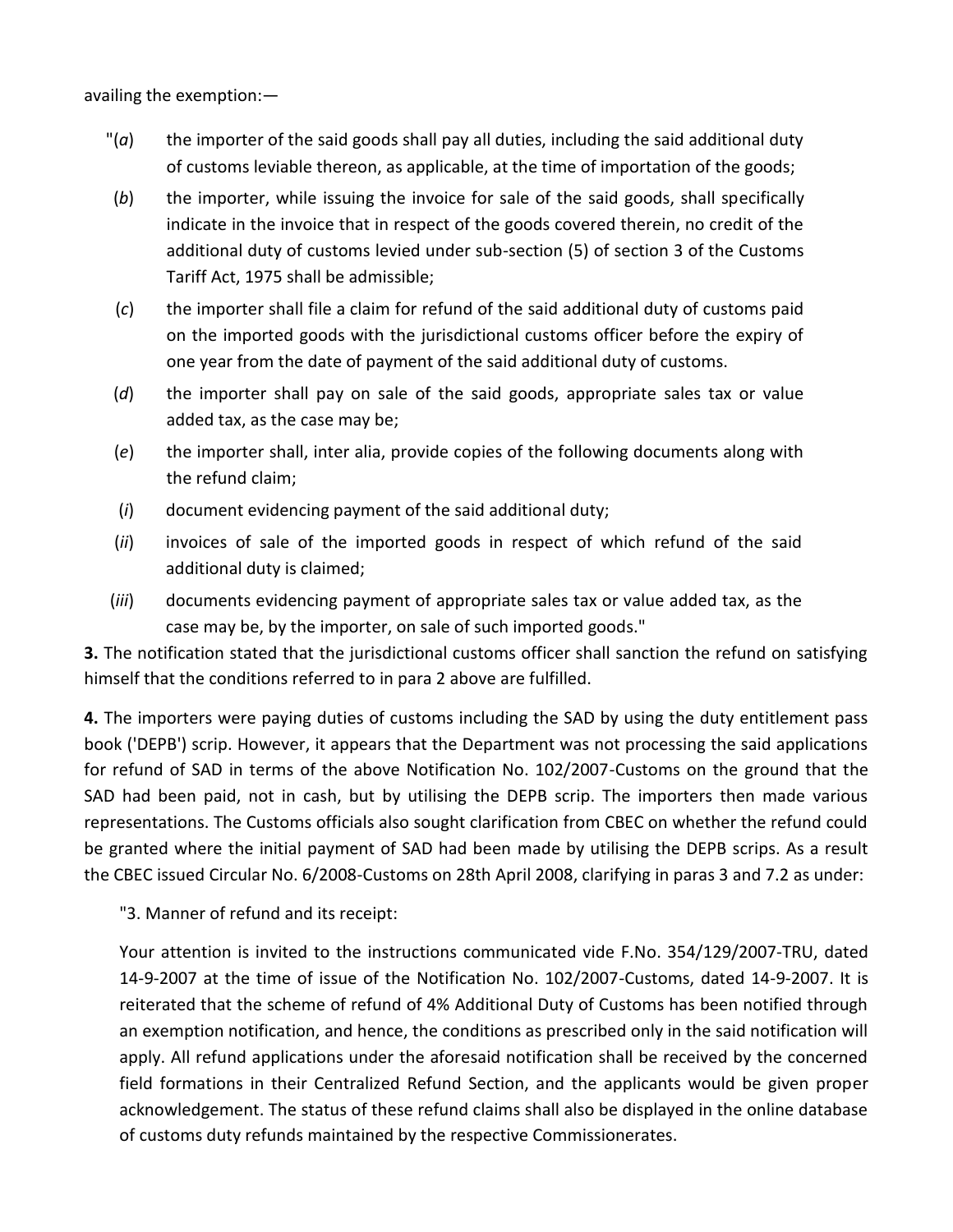availing the exemption:—

"(*a*) the importer of the said goods shall pay all duties, including the said additional duty of customs leviable thereon, as applicable, at the time of importation of the goods;

(*b*) the importer, while issuing the invoice for sale of the said goods, shall specifically indicate in the invoice that in respect of the goods covered therein, no credit of the additional duty of customs levied under sub-section (5) of section 3 of the Customs Tariff Act, 1975 shall be admissible;

(*c*) the importer shall file a claim for refund of the said additional duty of customs paid on the imported goods with the jurisdictional customs officer before the expiry of one year from the date of payment of the said additional duty of customs.

(*d*) the importer shall pay on sale of the said goods, appropriate sales tax or value added tax, as the case may be;

(*e*) the importer shall, inter alia, provide copies of the following documents along with the refund claim;

(*i*) document evidencing payment of the said additional duty;

(*ii*) invoices of sale of the imported goods in respect of which refund of the said additional duty is claimed;

(*iii*) documents evidencing payment of appropriate sales tax or value added tax, as the case may be, by the importer, on sale of such imported goods."

**3.** The notification stated that the jurisdictional customs officer shall sanction the refund on satisfying himself that the conditions referred to in para 2 above are fulfilled.

**4.** The importers were paying duties of customs including the SAD by using the duty entitlement pass book ('DEPB') scrip. However, it appears that the Department was not processing the said applications for refund of SAD in terms of the above Notification No. 102/2007-Customs on the ground that the SAD had been paid, not in cash, but by utilising the DEPB scrip. The importers then made various representations. The Customs officials also sought clarification from CBEC on whether the refund could be granted where the initial payment of SAD had been made by utilising the DEPB scrips. As a result the CBEC issued Circular No. 6/2008-Customs on 28th April 2008, clarifying in paras 3 and 7.2 as under:

> "3. Manner of refund and its receipt:
>
> Your attention is invited to the instructions communicated vide F.No. 354/129/2007-TRU, dated 14-9-2007 at the time of issue of the Notification No. 102/2007-Customs, dated 14-9-2007. It is reiterated that the scheme of refund of 4% Additional Duty of Customs has been notified through an exemption notification, and hence, the conditions as prescribed only in the said notification will apply. All refund applications under the aforesaid notification shall be received by the concerned field formations in their Centralized Refund Section, and the applicants would be given proper acknowledgement. The status of these refund claims shall also be displayed in the online database of customs duty refunds maintained by the respective Commissionerates.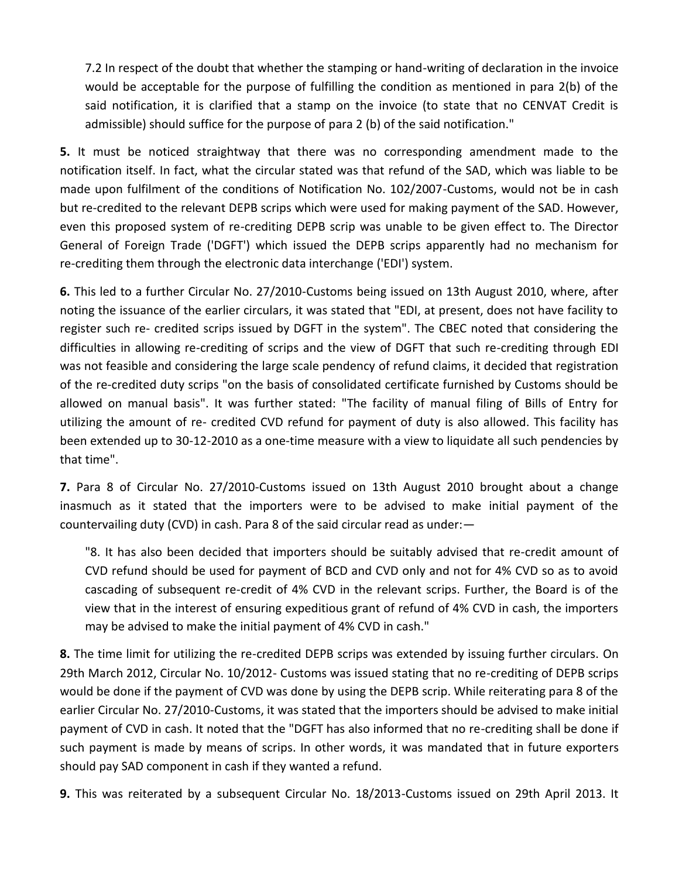7.2 In respect of the doubt that whether the stamping or hand-writing of declaration in the invoice would be acceptable for the purpose of fulfilling the condition as mentioned in para 2(b) of the said notification, it is clarified that a stamp on the invoice (to state that no CENVAT Credit is admissible) should suffice for the purpose of para 2 (b) of the said notification."

**5.** It must be noticed straightway that there was no corresponding amendment made to the notification itself. In fact, what the circular stated was that refund of the SAD, which was liable to be made upon fulfilment of the conditions of Notification No. 102/2007-Customs, would not be in cash but re-credited to the relevant DEPB scrips which were used for making payment of the SAD. However, even this proposed system of re-crediting DEPB scrip was unable to be given effect to. The Director General of Foreign Trade ('DGFT') which issued the DEPB scrips apparently had no mechanism for re-crediting them through the electronic data interchange ('EDI') system.

**6.** This led to a further Circular No. 27/2010-Customs being issued on 13th August 2010, where, after noting the issuance of the earlier circulars, it was stated that "EDI, at present, does not have facility to register such re- credited scrips issued by DGFT in the system". The CBEC noted that considering the difficulties in allowing re-crediting of scrips and the view of DGFT that such re-crediting through EDI was not feasible and considering the large scale pendency of refund claims, it decided that registration of the re-credited duty scrips "on the basis of consolidated certificate furnished by Customs should be allowed on manual basis". It was further stated: "The facility of manual filing of Bills of Entry for utilizing the amount of re- credited CVD refund for payment of duty is also allowed. This facility has been extended up to 30-12-2010 as a one-time measure with a view to liquidate all such pendencies by that time".

**7.** Para 8 of Circular No. 27/2010-Customs issued on 13th August 2010 brought about a change inasmuch as it stated that the importers were to be advised to make initial payment of the countervailing duty (CVD) in cash. Para 8 of the said circular read as under:—

"8. It has also been decided that importers should be suitably advised that re-credit amount of CVD refund should be used for payment of BCD and CVD only and not for 4% CVD so as to avoid cascading of subsequent re-credit of 4% CVD in the relevant scrips. Further, the Board is of the view that in the interest of ensuring expeditious grant of refund of 4% CVD in cash, the importers may be advised to make the initial payment of 4% CVD in cash."

**8.** The time limit for utilizing the re-credited DEPB scrips was extended by issuing further circulars. On 29th March 2012, Circular No. 10/2012- Customs was issued stating that no re-crediting of DEPB scrips would be done if the payment of CVD was done by using the DEPB scrip. While reiterating para 8 of the earlier Circular No. 27/2010-Customs, it was stated that the importers should be advised to make initial payment of CVD in cash. It noted that the "DGFT has also informed that no re-crediting shall be done if such payment is made by means of scrips. In other words, it was mandated that in future exporters should pay SAD component in cash if they wanted a refund.

**9.** This was reiterated by a subsequent Circular No. 18/2013-Customs issued on 29th April 2013. It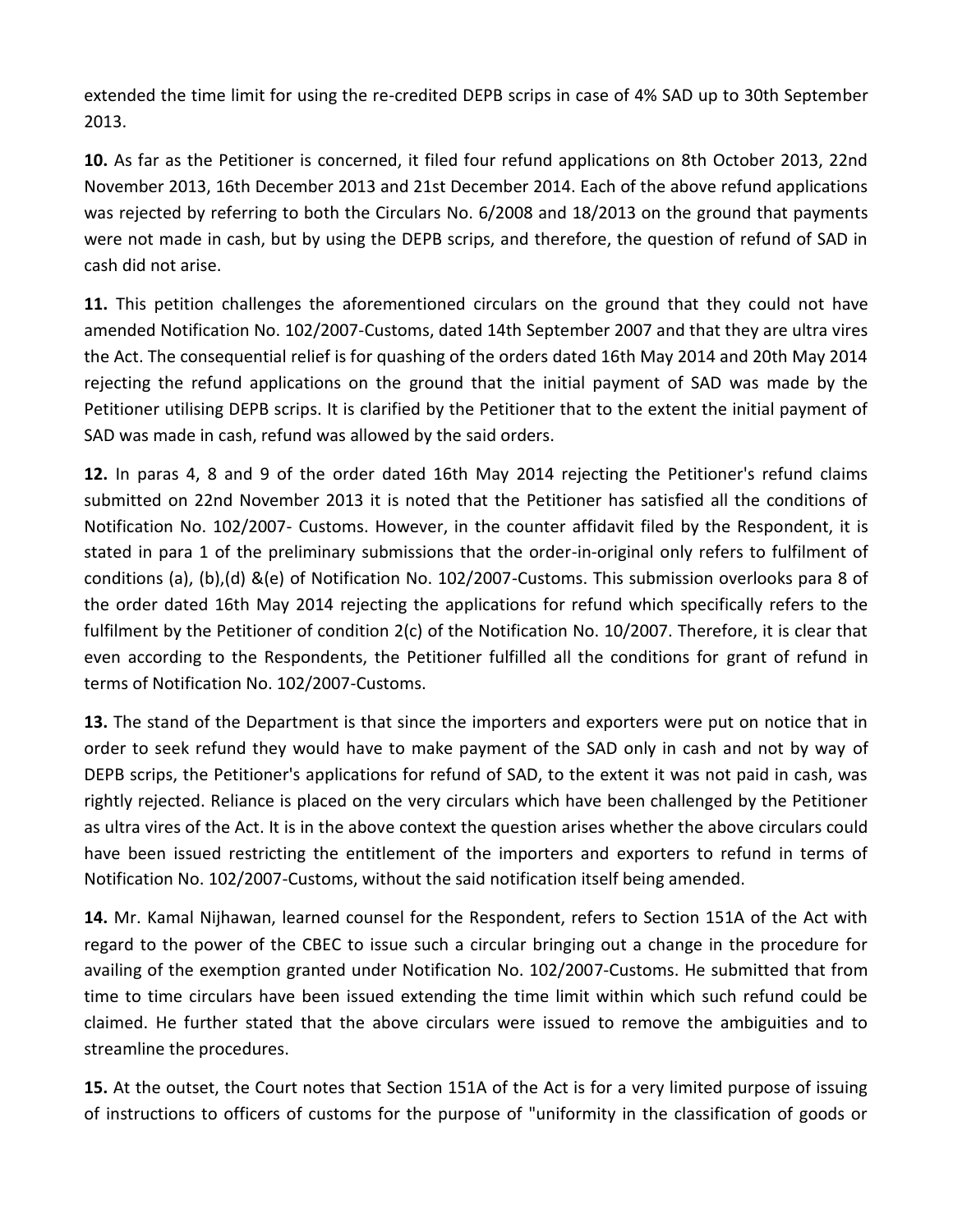extended the time limit for using the re-credited DEPB scrips in case of 4% SAD up to 30th September 2013.

**10.** As far as the Petitioner is concerned, it filed four refund applications on 8th October 2013, 22nd November 2013, 16th December 2013 and 21st December 2014. Each of the above refund applications was rejected by referring to both the Circulars No. 6/2008 and 18/2013 on the ground that payments were not made in cash, but by using the DEPB scrips, and therefore, the question of refund of SAD in cash did not arise.

**11.** This petition challenges the aforementioned circulars on the ground that they could not have amended Notification No. 102/2007-Customs, dated 14th September 2007 and that they are ultra vires the Act. The consequential relief is for quashing of the orders dated 16th May 2014 and 20th May 2014 rejecting the refund applications on the ground that the initial payment of SAD was made by the Petitioner utilising DEPB scrips. It is clarified by the Petitioner that to the extent the initial payment of SAD was made in cash, refund was allowed by the said orders.

**12.** In paras 4, 8 and 9 of the order dated 16th May 2014 rejecting the Petitioner's refund claims submitted on 22nd November 2013 it is noted that the Petitioner has satisfied all the conditions of Notification No. 102/2007- Customs. However, in the counter affidavit filed by the Respondent, it is stated in para 1 of the preliminary submissions that the order-in-original only refers to fulfilment of conditions (a), (b),(d) &(e) of Notification No. 102/2007-Customs. This submission overlooks para 8 of the order dated 16th May 2014 rejecting the applications for refund which specifically refers to the fulfilment by the Petitioner of condition 2(c) of the Notification No. 10/2007. Therefore, it is clear that even according to the Respondents, the Petitioner fulfilled all the conditions for grant of refund in terms of Notification No. 102/2007-Customs.

**13.** The stand of the Department is that since the importers and exporters were put on notice that in order to seek refund they would have to make payment of the SAD only in cash and not by way of DEPB scrips, the Petitioner's applications for refund of SAD, to the extent it was not paid in cash, was rightly rejected. Reliance is placed on the very circulars which have been challenged by the Petitioner as ultra vires of the Act. It is in the above context the question arises whether the above circulars could have been issued restricting the entitlement of the importers and exporters to refund in terms of Notification No. 102/2007-Customs, without the said notification itself being amended.

**14.** Mr. Kamal Nijhawan, learned counsel for the Respondent, refers to Section 151A of the Act with regard to the power of the CBEC to issue such a circular bringing out a change in the procedure for availing of the exemption granted under Notification No. 102/2007-Customs. He submitted that from time to time circulars have been issued extending the time limit within which such refund could be claimed. He further stated that the above circulars were issued to remove the ambiguities and to streamline the procedures.

**15.** At the outset, the Court notes that Section 151A of the Act is for a very limited purpose of issuing of instructions to officers of customs for the purpose of "uniformity in the classification of goods or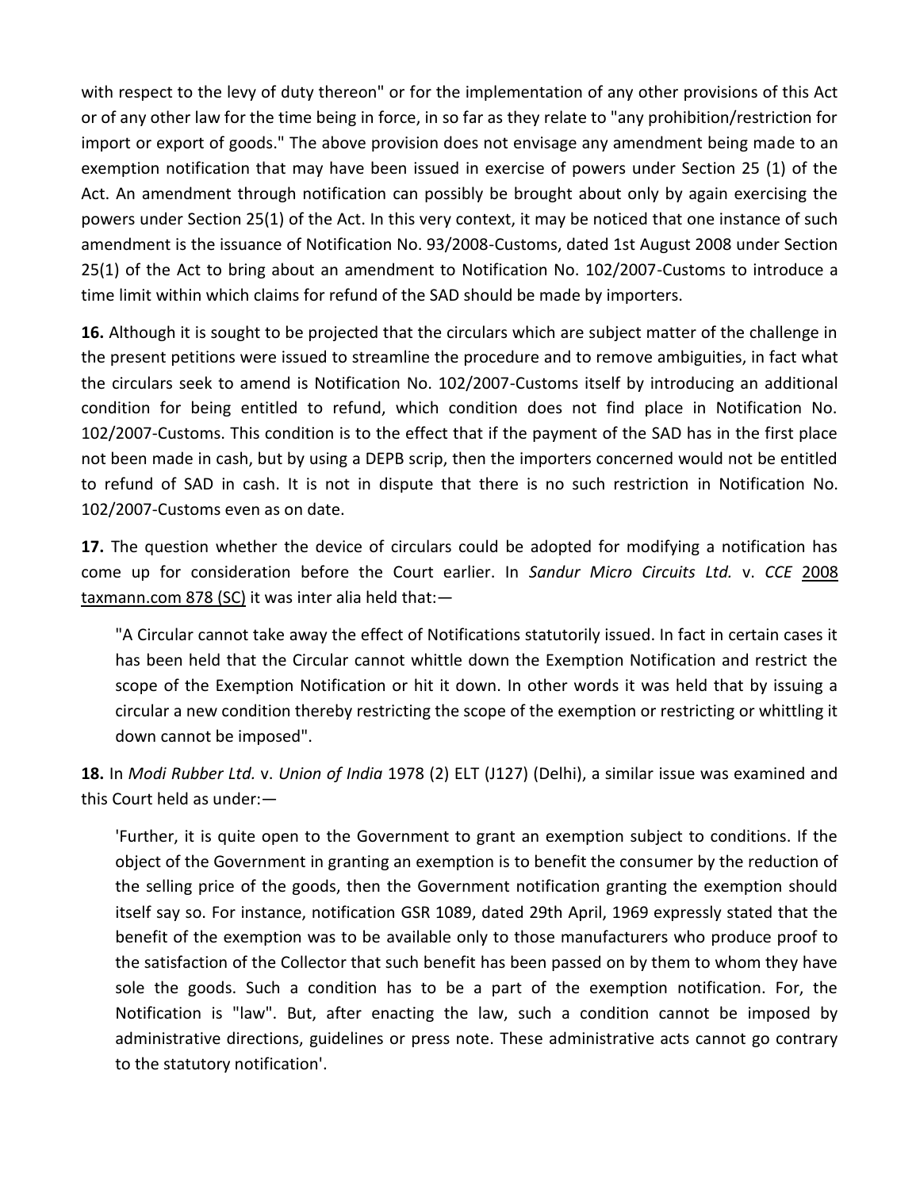with respect to the levy of duty thereon" or for the implementation of any other provisions of this Act or of any other law for the time being in force, in so far as they relate to "any prohibition/restriction for import or export of goods." The above provision does not envisage any amendment being made to an exemption notification that may have been issued in exercise of powers under Section 25 (1) of the Act. An amendment through notification can possibly be brought about only by again exercising the powers under Section 25(1) of the Act. In this very context, it may be noticed that one instance of such amendment is the issuance of Notification No. 93/2008-Customs, dated 1st August 2008 under Section 25(1) of the Act to bring about an amendment to Notification No. 102/2007-Customs to introduce a time limit within which claims for refund of the SAD should be made by importers.

**16.** Although it is sought to be projected that the circulars which are subject matter of the challenge in the present petitions were issued to streamline the procedure and to remove ambiguities, in fact what the circulars seek to amend is Notification No. 102/2007-Customs itself by introducing an additional condition for being entitled to refund, which condition does not find place in Notification No. 102/2007-Customs. This condition is to the effect that if the payment of the SAD has in the first place not been made in cash, but by using a DEPB scrip, then the importers concerned would not be entitled to refund of SAD in cash. It is not in dispute that there is no such restriction in Notification No. 102/2007-Customs even as on date.

**17.** The question whether the device of circulars could be adopted for modifying a notification has come up for consideration before the Court earlier. In *Sandur Micro Circuits Ltd.* v. *CCE* 2008 taxmann.com 878 (SC) it was inter alia held that:—

> "A Circular cannot take away the effect of Notifications statutorily issued. In fact in certain cases it has been held that the Circular cannot whittle down the Exemption Notification and restrict the scope of the Exemption Notification or hit it down. In other words it was held that by issuing a circular a new condition thereby restricting the scope of the exemption or restricting or whittling it down cannot be imposed".

**18.** In *Modi Rubber Ltd.* v. *Union of India* 1978 (2) ELT (J127) (Delhi), a similar issue was examined and this Court held as under:—

> 'Further, it is quite open to the Government to grant an exemption subject to conditions. If the object of the Government in granting an exemption is to benefit the consumer by the reduction of the selling price of the goods, then the Government notification granting the exemption should itself say so. For instance, notification GSR 1089, dated 29th April, 1969 expressly stated that the benefit of the exemption was to be available only to those manufacturers who produce proof to the satisfaction of the Collector that such benefit has been passed on by them to whom they have sole the goods. Such a condition has to be a part of the exemption notification. For, the Notification is "law". But, after enacting the law, such a condition cannot be imposed by administrative directions, guidelines or press note. These administrative acts cannot go contrary to the statutory notification'.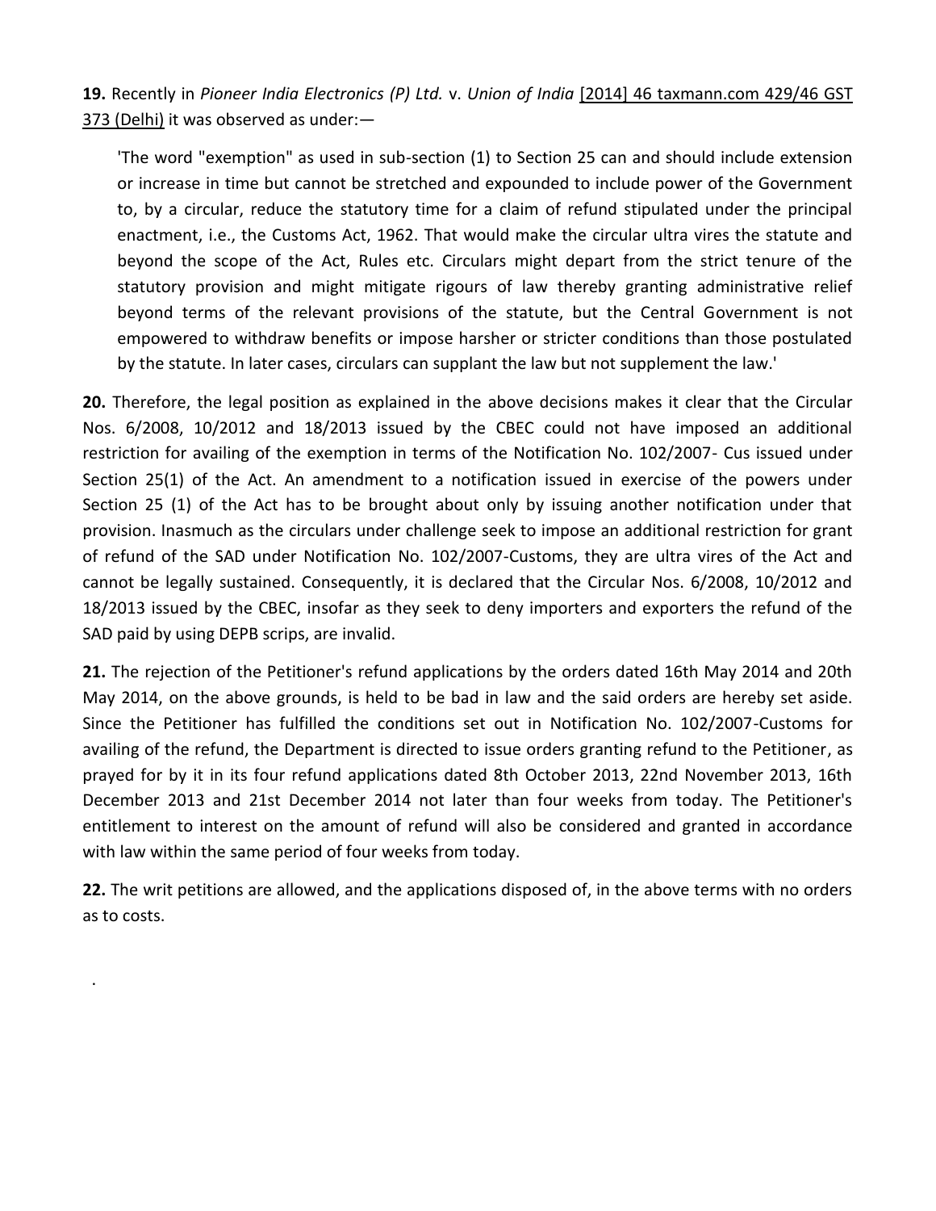**19.** Recently in *Pioneer India Electronics (P) Ltd.* v. *Union of India* [2014] 46 taxmann.com 429/46 GST 373 (Delhi) it was observed as under:—

> 'The word "exemption" as used in sub-section (1) to Section 25 can and should include extension or increase in time but cannot be stretched and expounded to include power of the Government to, by a circular, reduce the statutory time for a claim of refund stipulated under the principal enactment, i.e., the Customs Act, 1962. That would make the circular ultra vires the statute and beyond the scope of the Act, Rules etc. Circulars might depart from the strict tenure of the statutory provision and might mitigate rigours of law thereby granting administrative relief beyond terms of the relevant provisions of the statute, but the Central Government is not empowered to withdraw benefits or impose harsher or stricter conditions than those postulated by the statute. In later cases, circulars can supplant the law but not supplement the law.'

**20.** Therefore, the legal position as explained in the above decisions makes it clear that the Circular Nos. 6/2008, 10/2012 and 18/2013 issued by the CBEC could not have imposed an additional restriction for availing of the exemption in terms of the Notification No. 102/2007- Cus issued under Section 25(1) of the Act. An amendment to a notification issued in exercise of the powers under Section 25 (1) of the Act has to be brought about only by issuing another notification under that provision. Inasmuch as the circulars under challenge seek to impose an additional restriction for grant of refund of the SAD under Notification No. 102/2007-Customs, they are ultra vires of the Act and cannot be legally sustained. Consequently, it is declared that the Circular Nos. 6/2008, 10/2012 and 18/2013 issued by the CBEC, insofar as they seek to deny importers and exporters the refund of the SAD paid by using DEPB scrips, are invalid.

**21.** The rejection of the Petitioner's refund applications by the orders dated 16th May 2014 and 20th May 2014, on the above grounds, is held to be bad in law and the said orders are hereby set aside. Since the Petitioner has fulfilled the conditions set out in Notification No. 102/2007-Customs for availing of the refund, the Department is directed to issue orders granting refund to the Petitioner, as prayed for by it in its four refund applications dated 8th October 2013, 22nd November 2013, 16th December 2013 and 21st December 2014 not later than four weeks from today. The Petitioner's entitlement to interest on the amount of refund will also be considered and granted in accordance with law within the same period of four weeks from today.

**22.** The writ petitions are allowed, and the applications disposed of, in the above terms with no orders as to costs.

.